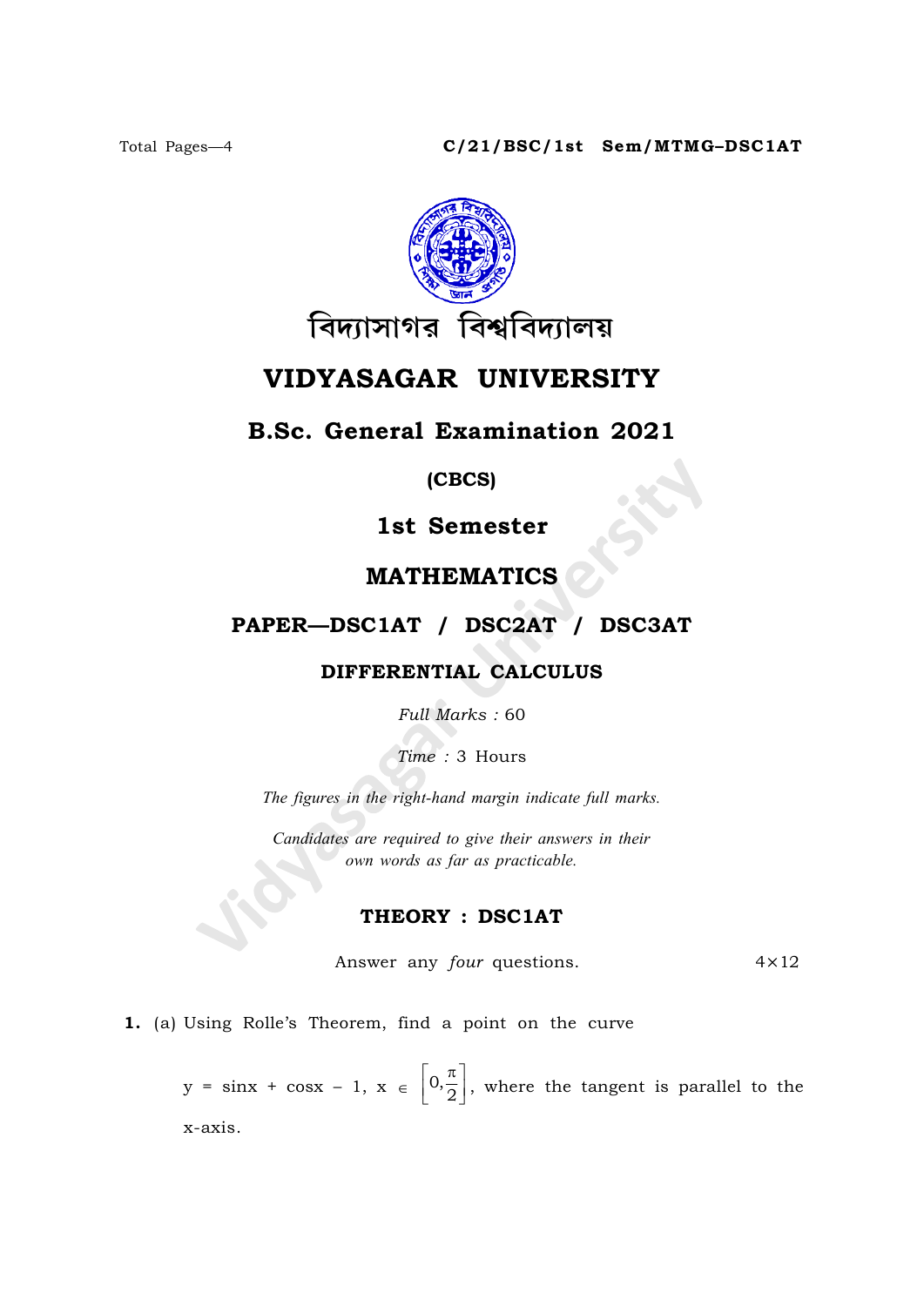Total Pages—4 C/21/BSC/1st Sem/MTMG–DSC1AT

বিদ্যাসাগর বিশ্ববিদ্যালয়

# VIDYASAGAR UNIVERSITY

## B.Sc. General Examination 2021

**(CBCS)**

## 1st Semester

## MATHEMATICS

### PAPER—DSC1AT / DSC2AT / DSC3AT

### DIFFERENTIAL CALCULUS

*Full Marks* : 60

*Time* : 3 Hours

*The figures in the right-hand margin indicate full marks.*

*Candidates are required to give their answers in their own words as far as practicable.*

### THEORY : DSC1AT

Answer any *four* questions. $4\times12$

**1.** (a) Using Rolle's Theorem, find a point on the curve

$y = \sin x + \cos x - 1$, $x \in \left[0, \frac{\pi}{2}\right]$, where the tangent is parallel to the x-axis.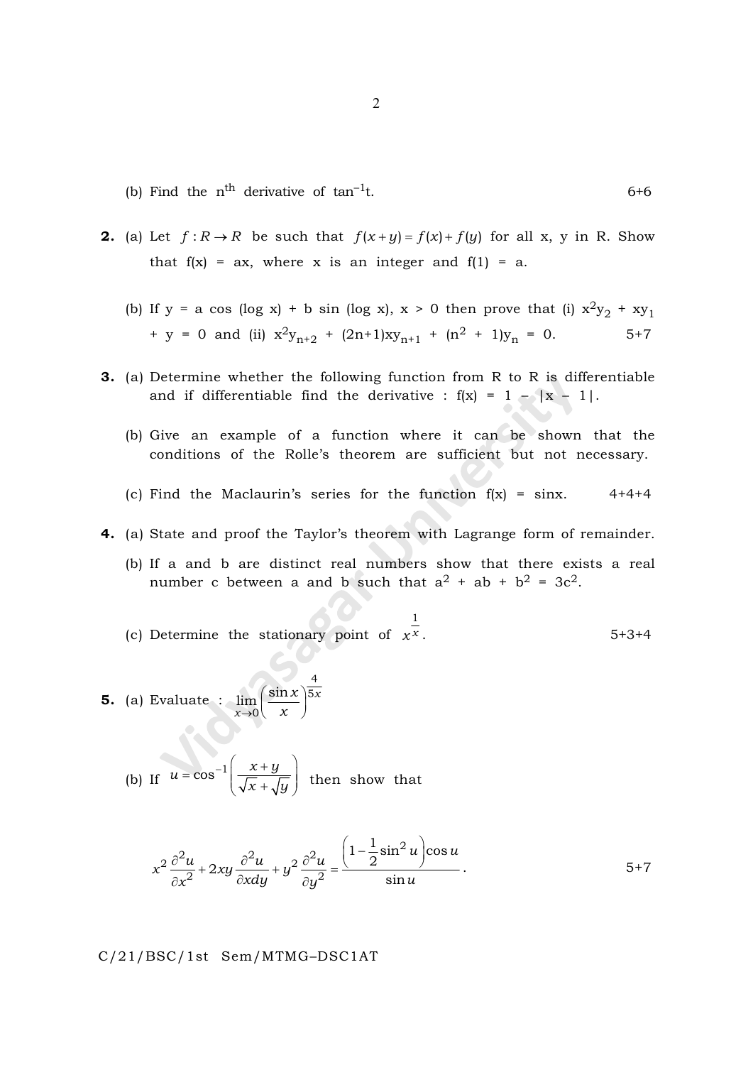(b) Find the $n^{th}$ derivative of $\tan^{-1}t$. 6+6

**2.** (a) Let $f: R \rightarrow R$ be such that $f(x+y) = f(x) + f(y)$ for all x, y in R. Show that f(x) = ax, where x is an integer and f(1) = a.

(b) If y = a cos (log x) + b sin (log x), x > 0 then prove that (i) $x^2y_2 + xy_1 + y = 0$ and (ii) $x^2y_{n+2} + (2n+1)xy_{n+1} + (n^2 + 1)y_n = 0$. 5+7

**3.** (a) Determine whether the following function from R to R is differentiable and if differentiable find the derivative : $f(x) = 1 - |x - 1|$.

(b) Give an example of a function where it can be shown that the conditions of the Rolle's theorem are sufficient but not necessary.

(c) Find the Maclaurin's series for the function f(x) = sinx. 4+4+4

**4.** (a) State and proof the Taylor's theorem with Lagrange form of remainder.

(b) If a and b are distinct real numbers show that there exists a real number c between a and b such that $a^2 + ab + b^2 = 3c^2$.

(c) Determine the stationary point of $x^{\frac{1}{x}}$. 5+3+4

**5.** (a) Evaluate : $\lim_{x \to 0}\left(\frac{\sin x}{x}\right)^{\frac{4}{5x}}$

(b) If $u = \cos^{-1}\left(\frac{x+y}{\sqrt{x}+\sqrt{y}}\right)$ then show that

$$x^2\frac{\partial^2 u}{\partial x^2} + 2xy\frac{\partial^2 u}{\partial x dy} + y^2\frac{\partial^2 u}{\partial y^2} = \frac{\left(1-\frac{1}{2}\sin^2 u\right)\cos u}{\sin u}.$$

5+7

C/21/BSC/1st Sem/MTMG–DSC1AT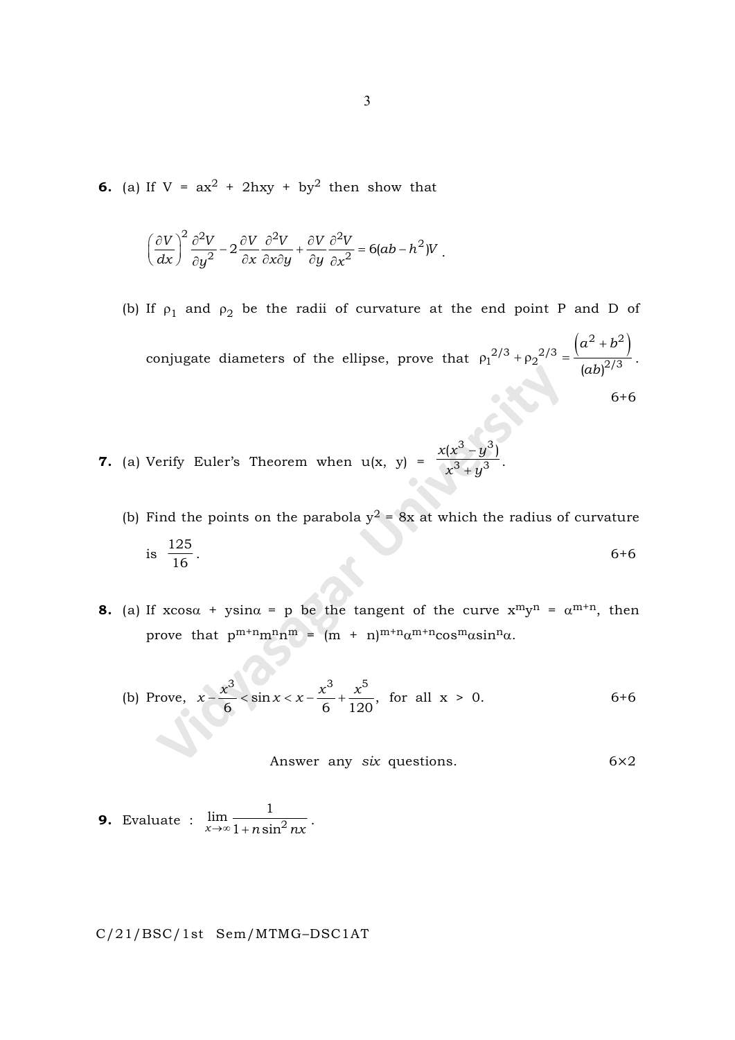**6.** (a) If $V = ax^2 + 2hxy + by^2$ then show that

$$\left(\frac{\partial V}{dx}\right)^2 \frac{\partial^2 V}{\partial y^2} - 2\frac{\partial V}{\partial x}\frac{\partial^2 V}{\partial x \partial y} + \frac{\partial V}{\partial y}\frac{\partial^2 V}{\partial x^2} = 6(ab - h^2)V.$$

(b) If $\rho_1$ and $\rho_2$ be the radii of curvature at the end point P and D of conjugate diameters of the ellipse, prove that $\rho_1^{2/3} + \rho_2^{2/3} = \frac{\left(a^2 + b^2\right)}{(ab)^{2/3}}$.

6+6

**7.** (a) Verify Euler's Theorem when $u(x, y) = \frac{x(x^3 - y^3)}{x^3 + y^3}$.

(b) Find the points on the parabola $y^2 = 8x$ at which the radius of curvature is $\frac{125}{16}$. 6+6

**8.** (a) If $x\cos\alpha + y\sin\alpha = p$ be the tangent of the curve $x^m y^n = \alpha^{m+n}$, then prove that $p^{m+n} m^n n^m = (m + n)^{m+n} \alpha^{m+n} \cos^m\alpha \sin^n\alpha$.

(b) Prove, $x - \frac{x^3}{6} < \sin x < x - \frac{x^3}{6} + \frac{x^5}{120}$, for all $x > 0$. 6+6

Answer any *six* questions. 6×2

**9.** Evaluate : $\lim\limits_{x \to \infty} \frac{1}{1 + n\sin^2 nx}$.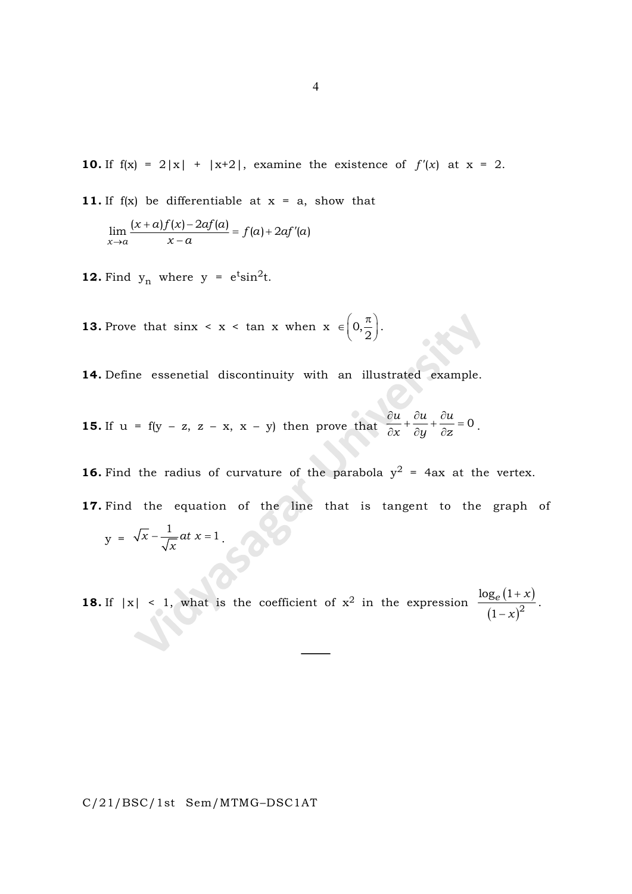**10.** If $f(x) = 2|x| + |x+2|$, examine the existence of $f'(x)$ at $x = 2$.

**11.** If $f(x)$ be differentiable at $x = a$, show that

$$\lim_{x \to a} \frac{(x+a)f(x) - 2af(a)}{x-a} = f(a) + 2af'(a)$$

**12.** Find $y_n$ where $y = e^t \sin^2 t$.

**13.** Prove that $\sin x < x < \tan x$ when $x \in \left(0, \frac{\pi}{2}\right)$.

**14.** Define essenetial discontinuity with an illustrated example.

**15.** If $u = f(y - z, z - x, x - y)$ then prove that $\frac{\partial u}{\partial x} + \frac{\partial u}{\partial y} + \frac{\partial u}{\partial z} = 0$.

**16.** Find the radius of curvature of the parabola $y^2 = 4ax$ at the vertex.

**17.** Find the equation of the line that is tangent to the graph of $y = \sqrt{x} - \frac{1}{\sqrt{x}} at\ x = 1$.

**18.** If $|x| < 1$, what is the coefficient of $x^2$ in the expression $\frac{\log_e(1+x)}{(1-x)^2}$.

———

C/21/BSC/1st Sem/MTMG–DSC1AT